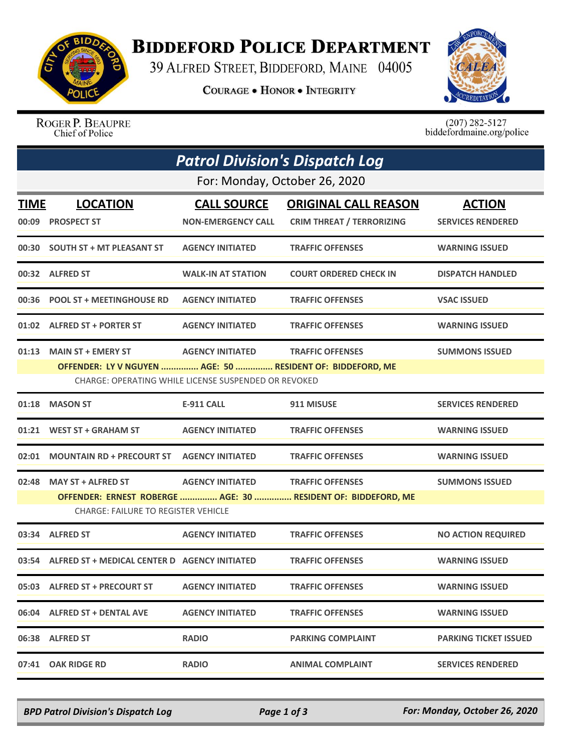# Biddeford Police Department

39 Alfred Street, Biddeford, Maine 04005

**Courage • Honor • Integrity**

Roger P. Beaupre
Chief of Police

(207) 282-5127
biddefordmaine.org/police

## *Patrol Division's Dispatch Log*

For: Monday, October 26, 2020

| TIME | LOCATION | CALL SOURCE | ORIGINAL CALL REASON | ACTION |
|---|---|---|---|---|
| 00:09 | PROSPECT ST | NON-EMERGENCY CALL | CRIM THREAT / TERRORIZING | SERVICES RENDERED |
| 00:30 | SOUTH ST + MT PLEASANT ST | AGENCY INITIATED | TRAFFIC OFFENSES | WARNING ISSUED |
| 00:32 | ALFRED ST | WALK-IN AT STATION | COURT ORDERED CHECK IN | DISPATCH HANDLED |
| 00:36 | POOL ST + MEETINGHOUSE RD | AGENCY INITIATED | TRAFFIC OFFENSES | VSAC ISSUED |
| 01:02 | ALFRED ST + PORTER ST | AGENCY INITIATED | TRAFFIC OFFENSES | WARNING ISSUED |
| 01:13 | MAIN ST + EMERY ST | AGENCY INITIATED | TRAFFIC OFFENSES | SUMMONS ISSUED |
| | OFFENDER: LY V NGUYEN ............... AGE: 50 ............... RESIDENT OF: BIDDEFORD, ME | | | |
| | CHARGE: OPERATING WHILE LICENSE SUSPENDED OR REVOKED | | | |
| 01:18 | MASON ST | E-911 CALL | 911 MISUSE | SERVICES RENDERED |
| 01:21 | WEST ST + GRAHAM ST | AGENCY INITIATED | TRAFFIC OFFENSES | WARNING ISSUED |
| 02:01 | MOUNTAIN RD + PRECOURT ST | AGENCY INITIATED | TRAFFIC OFFENSES | WARNING ISSUED |
| 02:48 | MAY ST + ALFRED ST | AGENCY INITIATED | TRAFFIC OFFENSES | SUMMONS ISSUED |
| | OFFENDER: ERNEST ROBERGE ............... AGE: 30 ............... RESIDENT OF: BIDDEFORD, ME | | | |
| | CHARGE: FAILURE TO REGISTER VEHICLE | | | |
| 03:34 | ALFRED ST | AGENCY INITIATED | TRAFFIC OFFENSES | NO ACTION REQUIRED |
| 03:54 | ALFRED ST + MEDICAL CENTER D | AGENCY INITIATED | TRAFFIC OFFENSES | WARNING ISSUED |
| 05:03 | ALFRED ST + PRECOURT ST | AGENCY INITIATED | TRAFFIC OFFENSES | WARNING ISSUED |
| 06:04 | ALFRED ST + DENTAL AVE | AGENCY INITIATED | TRAFFIC OFFENSES | WARNING ISSUED |
| 06:38 | ALFRED ST | RADIO | PARKING COMPLAINT | PARKING TICKET ISSUED |
| 07:41 | OAK RIDGE RD | RADIO | ANIMAL COMPLAINT | SERVICES RENDERED |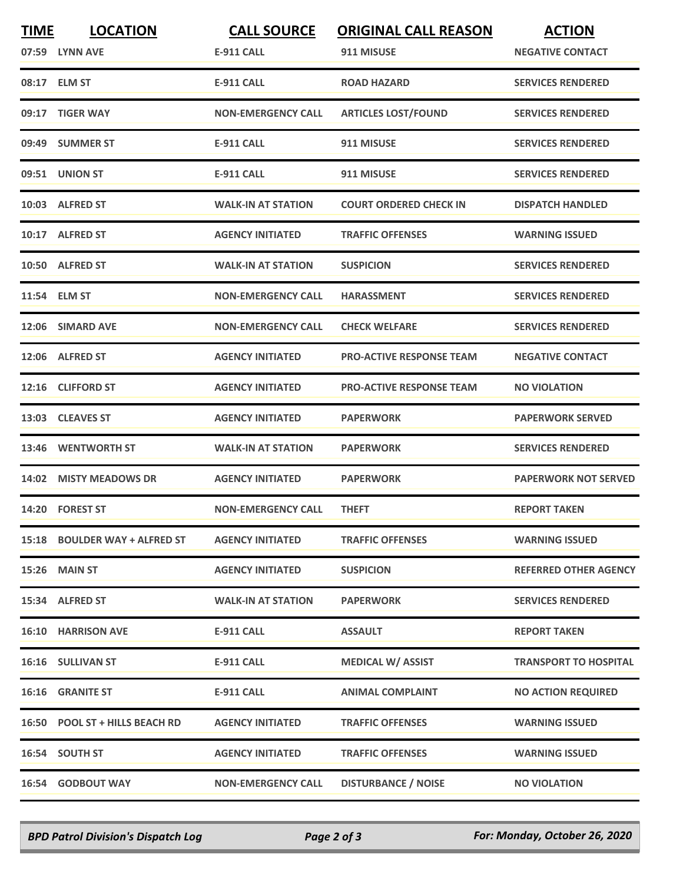| TIME | LOCATION | CALL SOURCE | ORIGINAL CALL REASON | ACTION |
|---|---|---|---|---|
| 07:59 | LYNN AVE | E-911 CALL | 911 MISUSE | NEGATIVE CONTACT |
| 08:17 | ELM ST | E-911 CALL | ROAD HAZARD | SERVICES RENDERED |
| 09:17 | TIGER WAY | NON-EMERGENCY CALL | ARTICLES LOST/FOUND | SERVICES RENDERED |
| 09:49 | SUMMER ST | E-911 CALL | 911 MISUSE | SERVICES RENDERED |
| 09:51 | UNION ST | E-911 CALL | 911 MISUSE | SERVICES RENDERED |
| 10:03 | ALFRED ST | WALK-IN AT STATION | COURT ORDERED CHECK IN | DISPATCH HANDLED |
| 10:17 | ALFRED ST | AGENCY INITIATED | TRAFFIC OFFENSES | WARNING ISSUED |
| 10:50 | ALFRED ST | WALK-IN AT STATION | SUSPICION | SERVICES RENDERED |
| 11:54 | ELM ST | NON-EMERGENCY CALL | HARASSMENT | SERVICES RENDERED |
| 12:06 | SIMARD AVE | NON-EMERGENCY CALL | CHECK WELFARE | SERVICES RENDERED |
| 12:06 | ALFRED ST | AGENCY INITIATED | PRO-ACTIVE RESPONSE TEAM | NEGATIVE CONTACT |
| 12:16 | CLIFFORD ST | AGENCY INITIATED | PRO-ACTIVE RESPONSE TEAM | NO VIOLATION |
| 13:03 | CLEAVES ST | AGENCY INITIATED | PAPERWORK | PAPERWORK SERVED |
| 13:46 | WENTWORTH ST | WALK-IN AT STATION | PAPERWORK | SERVICES RENDERED |
| 14:02 | MISTY MEADOWS DR | AGENCY INITIATED | PAPERWORK | PAPERWORK NOT SERVED |
| 14:20 | FOREST ST | NON-EMERGENCY CALL | THEFT | REPORT TAKEN |
| 15:18 | BOULDER WAY + ALFRED ST | AGENCY INITIATED | TRAFFIC OFFENSES | WARNING ISSUED |
| 15:26 | MAIN ST | AGENCY INITIATED | SUSPICION | REFERRED OTHER AGENCY |
| 15:34 | ALFRED ST | WALK-IN AT STATION | PAPERWORK | SERVICES RENDERED |
| 16:10 | HARRISON AVE | E-911 CALL | ASSAULT | REPORT TAKEN |
| 16:16 | SULLIVAN ST | E-911 CALL | MEDICAL W/ ASSIST | TRANSPORT TO HOSPITAL |
| 16:16 | GRANITE ST | E-911 CALL | ANIMAL COMPLAINT | NO ACTION REQUIRED |
| 16:50 | POOL ST + HILLS BEACH RD | AGENCY INITIATED | TRAFFIC OFFENSES | WARNING ISSUED |
| 16:54 | SOUTH ST | AGENCY INITIATED | TRAFFIC OFFENSES | WARNING ISSUED |
| 16:54 | GODBOUT WAY | NON-EMERGENCY CALL | DISTURBANCE / NOISE | NO VIOLATION |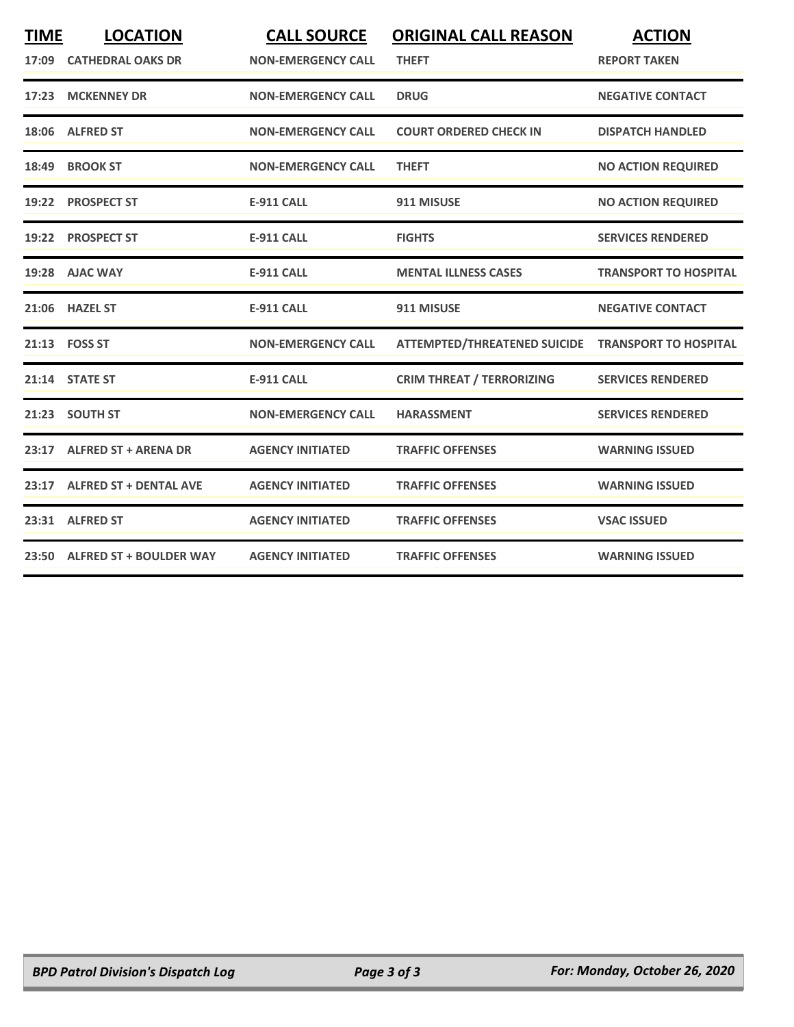| TIME | LOCATION | CALL SOURCE | ORIGINAL CALL REASON | ACTION |
|---|---|---|---|---|
| 17:09 | CATHEDRAL OAKS DR | NON-EMERGENCY CALL | THEFT | REPORT TAKEN |
| 17:23 | MCKENNEY DR | NON-EMERGENCY CALL | DRUG | NEGATIVE CONTACT |
| 18:06 | ALFRED ST | NON-EMERGENCY CALL | COURT ORDERED CHECK IN | DISPATCH HANDLED |
| 18:49 | BROOK ST | NON-EMERGENCY CALL | THEFT | NO ACTION REQUIRED |
| 19:22 | PROSPECT ST | E-911 CALL | 911 MISUSE | NO ACTION REQUIRED |
| 19:22 | PROSPECT ST | E-911 CALL | FIGHTS | SERVICES RENDERED |
| 19:28 | AJAC WAY | E-911 CALL | MENTAL ILLNESS CASES | TRANSPORT TO HOSPITAL |
| 21:06 | HAZEL ST | E-911 CALL | 911 MISUSE | NEGATIVE CONTACT |
| 21:13 | FOSS ST | NON-EMERGENCY CALL | ATTEMPTED/THREATENED SUICIDE | TRANSPORT TO HOSPITAL |
| 21:14 | STATE ST | E-911 CALL | CRIM THREAT / TERRORIZING | SERVICES RENDERED |
| 21:23 | SOUTH ST | NON-EMERGENCY CALL | HARASSMENT | SERVICES RENDERED |
| 23:17 | ALFRED ST + ARENA DR | AGENCY INITIATED | TRAFFIC OFFENSES | WARNING ISSUED |
| 23:17 | ALFRED ST + DENTAL AVE | AGENCY INITIATED | TRAFFIC OFFENSES | WARNING ISSUED |
| 23:31 | ALFRED ST | AGENCY INITIATED | TRAFFIC OFFENSES | VSAC ISSUED |
| 23:50 | ALFRED ST + BOULDER WAY | AGENCY INITIATED | TRAFFIC OFFENSES | WARNING ISSUED |